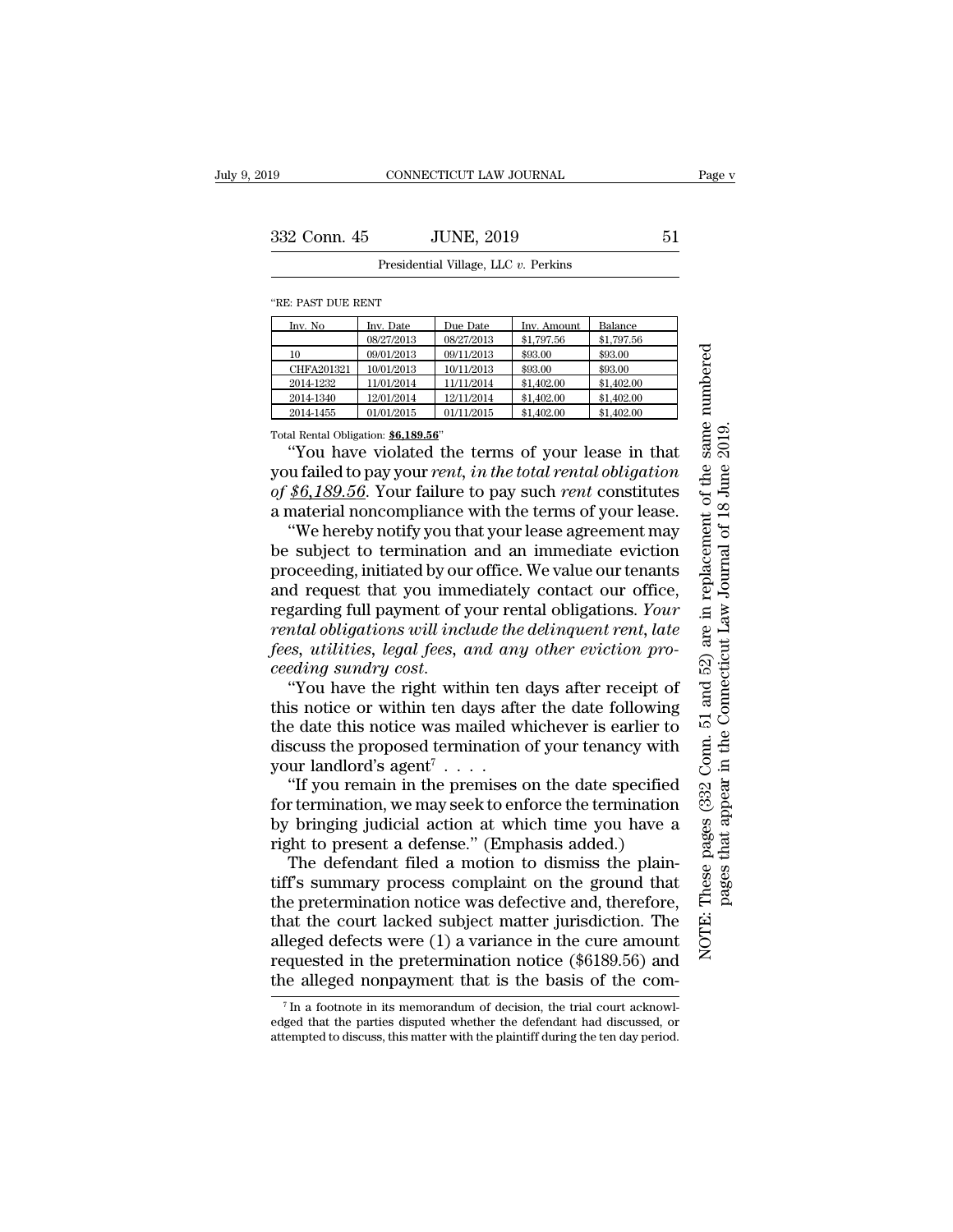"RE: PAST DUE RENT

| Inv. No | Inv. Date | Due Date | Inv. Amount | Balance |
|---|---|---|---|---|
| | 08/27/2013 | 08/27/2013 | $1,797.56 | $1,797.56 |
| 10 | 09/01/2013 | 09/11/2013 | $93.00 | $93.00 |
| CHFA201321 | 10/01/2013 | 10/11/2013 | $93.00 | $93.00 |
| 2014-1232 | 11/01/2014 | 11/11/2014 | $1,402.00 | $1,402.00 |
| 2014-1340 | 12/01/2014 | 12/11/2014 | $1,402.00 | $1,402.00 |
| 2014-1455 | 01/01/2015 | 01/11/2015 | $1,402.00 | $1,402.00 |

Total Rental Obligation: **$6,189.56**"

"You have violated the terms of your lease in that you failed to pay your *rent, in the total rental obligation of* *$6,189.56*. Your failure to pay such *rent* constitutes a material noncompliance with the terms of your lease.

"We hereby notify you that your lease agreement may be subject to termination and an immediate eviction proceeding, initiated by our office. We value our tenants and request that you immediately contact our office, regarding full payment of your rental obligations. *Your rental obligations will include the delinquent rent, late fees, utilities, legal fees, and any other eviction proceeding sundry cost.*

"You have the right within ten days after receipt of this notice or within ten days after the date following the date this notice was mailed whichever is earlier to discuss the proposed termination of your tenancy with your landlord's agent[7] . . . .

"If you remain in the premises on the date specified for termination, we may seek to enforce the termination by bringing judicial action at which time you have a right to present a defense." (Emphasis added.)

The defendant filed a motion to dismiss the plaintiff's summary process complaint on the ground that the pretermination notice was defective and, therefore, that the court lacked subject matter jurisdiction. The alleged defects were (1) a variance in the cure amount requested in the pretermination notice ($6189.56) and the alleged nonpayment that is the basis of the com-

[7] In a footnote in its memorandum of decision, the trial court acknowledged that the parties disputed whether the defendant had discussed, or attempted to discuss, this matter with the plaintiff during the ten day period.

NOTE: These pages (332 Conn. 51 and 52) are in replacement of the same numbered pages that appear in the Connecticut Law Journal of 18 June 2019.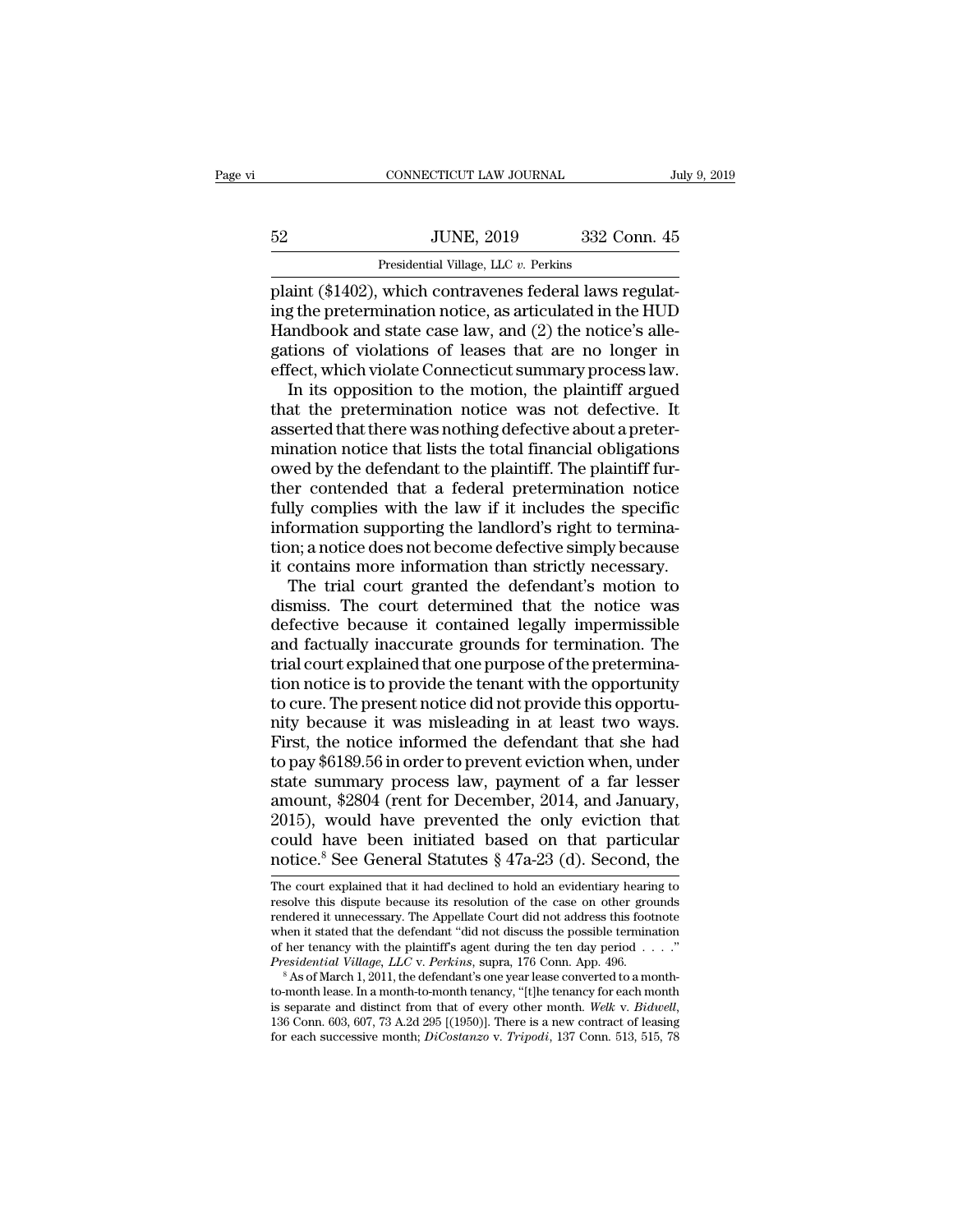plaint (¶1402), which contravenes federal laws regulating the pretermination notice, as articulated in the HUD Handbook and state case law, and (2) the notice's allegations of violations of leases that are no longer in effect, which violate Connecticut summary process law.

In its opposition to the motion, the plaintiff argued that the pretermination notice was not defective. It asserted that there was nothing defective about a pretermination notice that lists the total financial obligations owed by the defendant to the plaintiff. The plaintiff further contended that a federal pretermination notice fully complies with the law if it includes the specific information supporting the landlord's right to termination; a notice does not become defective simply because it contains more information than strictly necessary.

The trial court granted the defendant's motion to dismiss. The court determined that the notice was defective because it contained legally impermissible and factually inaccurate grounds for termination. The trial court explained that one purpose of the pretermination notice is to provide the tenant with the opportunity to cure. The present notice did not provide this opportunity because it was misleading in at least two ways. First, the notice informed the defendant that she had to pay $6189.56 in order to prevent eviction when, under state summary process law, payment of a far lesser amount, $2804 (rent for December, 2014, and January, 2015), would have prevented the only eviction that could have been initiated based on that particular notice.[8] See General Statutes § 47a-23 (d). Second, the

---

The court explained that it had declined to hold an evidentiary hearing to resolve this dispute because its resolution of the case on other grounds rendered it unnecessary. The Appellate Court did not address this footnote when it stated that the defendant "did not discuss the possible termination of her tenancy with the plaintiff's agent during the ten day period . . . ." *Presidential Village, LLC* v. *Perkins*, supra, 176 Conn. App. 496.

[8] As of March 1, 2011, the defendant's one year lease converted to a month-to-month lease. In a month-to-month tenancy, "[t]he tenancy for each month is separate and distinct from that of every other month. *Welk* v. *Bidwell*, 136 Conn. 603, 607, 73 A.2d 295 [(1950)]. There is a new contract of leasing for each successive month; *DiCostanzo* v. *Tripodi*, 137 Conn. 513, 515, 78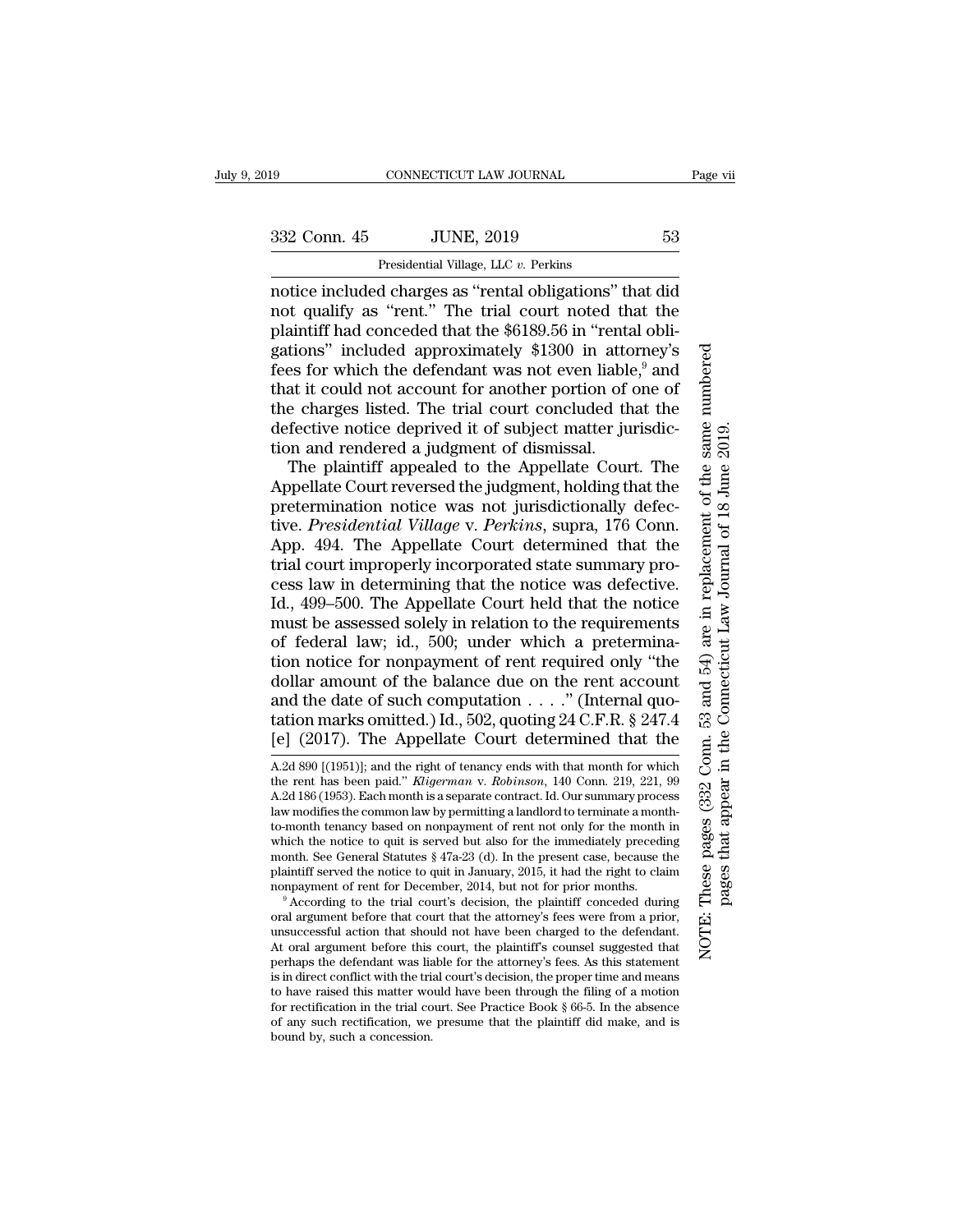notice included charges as "rental obligations" that did not qualify as "rent." The trial court noted that the plaintiff had conceded that the $6189.56 in "rental obligations" included approximately $1300 in attorney's fees for which the defendant was not even liable,[9] and that it could not account for another portion of one of the charges listed. The trial court concluded that the defective notice deprived it of subject matter jurisdiction and rendered a judgment of dismissal.

The plaintiff appealed to the Appellate Court. The Appellate Court reversed the judgment, holding that the pretermination notice was not jurisdictionally defective. *Presidential Village* v. *Perkins*, supra, 176 Conn. App. 494. The Appellate Court determined that the trial court improperly incorporated state summary process law in determining that the notice was defective. Id., 499–500. The Appellate Court held that the notice must be assessed solely in relation to the requirements of federal law; id., 500; under which a pretermination notice for nonpayment of rent required only "the dollar amount of the balance due on the rent account and the date of such computation . . . ." (Internal quotation marks omitted.) Id., 502, quoting 24 C.F.R. § 247.4 [e] (2017). The Appellate Court determined that the

A.2d 890 [(1951)]; and the right of tenancy ends with that month for which the rent has been paid." *Kligerman* v. *Robinson*, 140 Conn. 219, 221, 99 A.2d 186 (1953). Each month is a separate contract. Id. Our summary process law modifies the common law by permitting a landlord to terminate a month-to-month tenancy based on nonpayment of rent not only for the month in which the notice to quit is served but also for the immediately preceding month. See General Statutes § 47a-23 (d). In the present case, because the plaintiff served the notice to quit in January, 2015, it had the right to claim nonpayment of rent for December, 2014, but not for prior months.

[9] According to the trial court's decision, the plaintiff conceded during oral argument before that court that the attorney's fees were from a prior, unsuccessful action that should not have been charged to the defendant. At oral argument before this court, the plaintiff's counsel suggested that perhaps the defendant was liable for the attorney's fees. As this statement is in direct conflict with the trial court's decision, the proper time and means to have raised this matter would have been through the filing of a motion for rectification in the trial court. See Practice Book § 66-5. In the absence of any such rectification, we presume that the plaintiff did make, and is bound by, such a concession.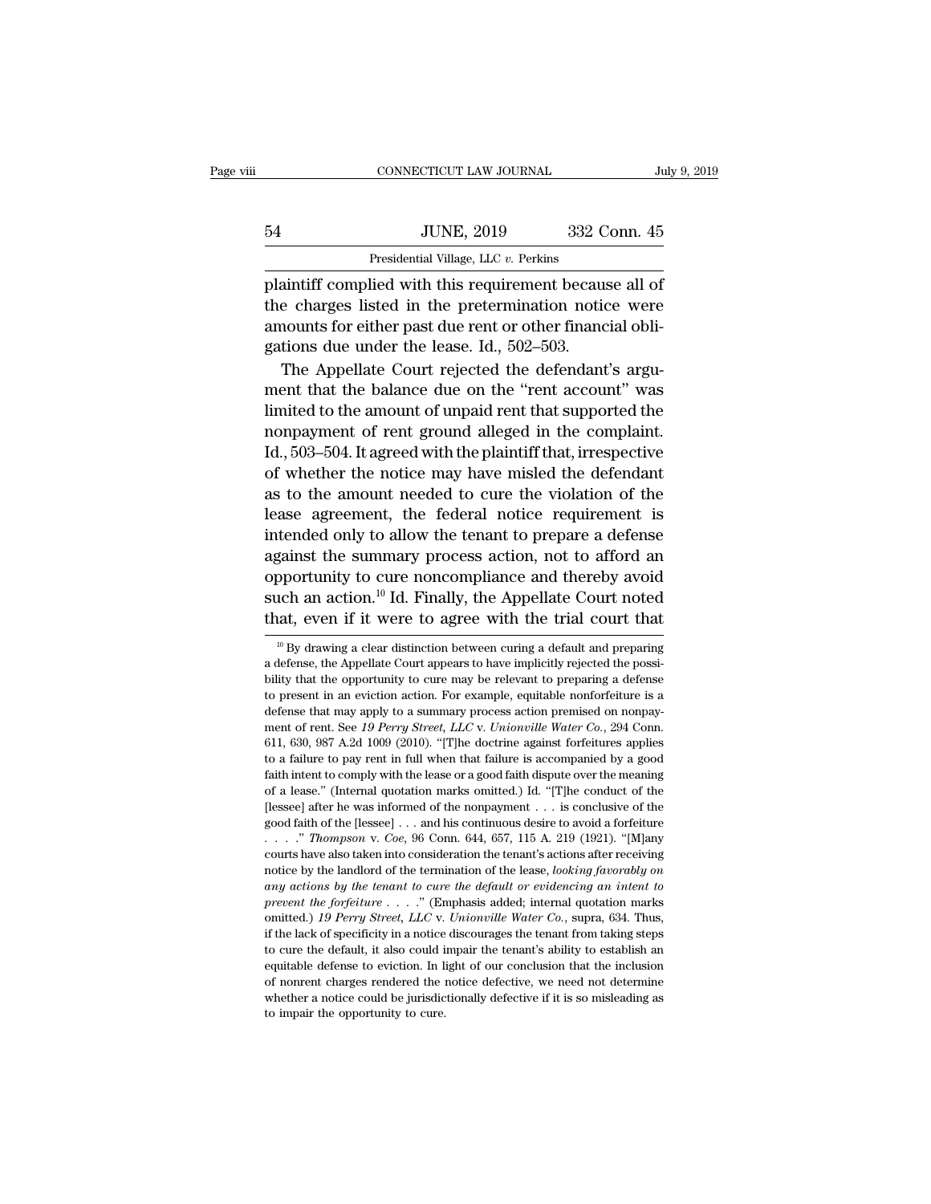plaintiff complied with this requirement because all of the charges listed in the pretermination notice were amounts for either past due rent or other financial obligations due under the lease. Id., 502–503.

The Appellate Court rejected the defendant's argument that the balance due on the "rent account" was limited to the amount of unpaid rent that supported the nonpayment of rent ground alleged in the complaint. Id., 503–504. It agreed with the plaintiff that, irrespective of whether the notice may have misled the defendant as to the amount needed to cure the violation of the lease agreement, the federal notice requirement is intended only to allow the tenant to prepare a defense against the summary process action, not to afford an opportunity to cure noncompliance and thereby avoid such an action.[10] Id. Finally, the Appellate Court noted that, even if it were to agree with the trial court that

[10] By drawing a clear distinction between curing a default and preparing a defense, the Appellate Court appears to have implicitly rejected the possibility that the opportunity to cure may be relevant to preparing a defense to present in an eviction action. For example, equitable nonforfeiture is a defense that may apply to a summary process action premised on nonpayment of rent. See *19 Perry Street, LLC* v. *Unionville Water Co.*, 294 Conn. 611, 630, 987 A.2d 1009 (2010). "[T]he doctrine against forfeitures applies to a failure to pay rent in full when that failure is accompanied by a good faith intent to comply with the lease or a good faith dispute over the meaning of a lease." (Internal quotation marks omitted.) Id. "[T]he conduct of the [lessee] after he was informed of the nonpayment . . . is conclusive of the good faith of the [lessee] . . . and his continuous desire to avoid a forfeiture . . . ." *Thompson* v. *Coe*, 96 Conn. 644, 657, 115 A. 219 (1921). "[M]any courts have also taken into consideration the tenant's actions after receiving notice by the landlord of the termination of the lease, *looking favorably on any actions by the tenant to cure the default or evidencing an intent to prevent the forfeiture* . . . ." (Emphasis added; internal quotation marks omitted.) *19 Perry Street, LLC* v. *Unionville Water Co.*, supra, 634. Thus, if the lack of specificity in a notice discourages the tenant from taking steps to cure the default, it also could impair the tenant's ability to establish an equitable defense to eviction. In light of our conclusion that the inclusion of nonrent charges rendered the notice defective, we need not determine whether a notice could be jurisdictionally defective if it is so misleading as to impair the opportunity to cure.